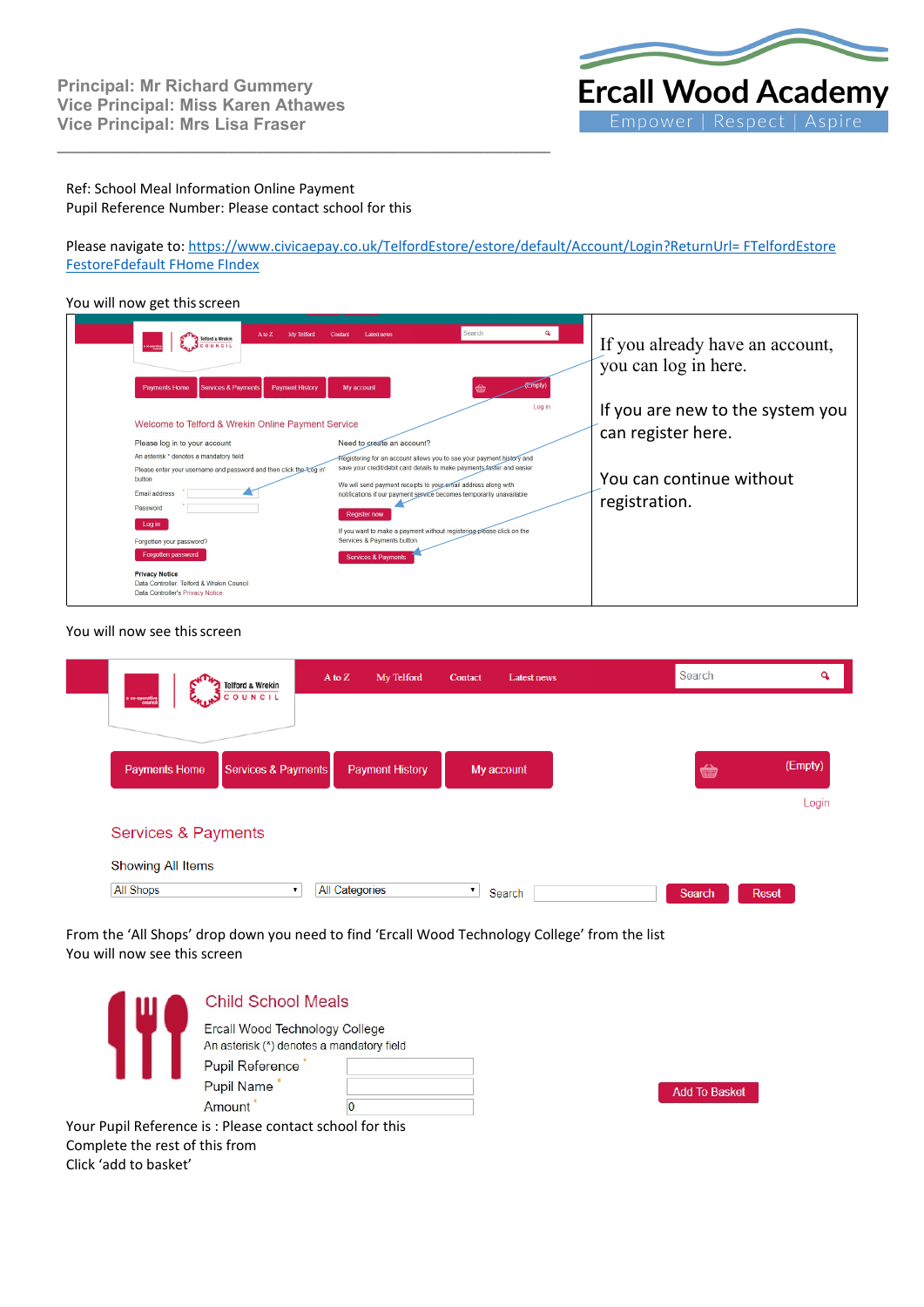Principal: Mr Richard Gummery
Vice Principal: Miss Karen Athawes
Vice Principal: Mrs Lisa Fraser

# Ercall Wood Academy

Empower | Respect | Aspire

Ref: School Meal Information Online Payment
Pupil Reference Number: Please contact school for this

Please navigate to: https://www.civicaepay.co.uk/TelfordEstore/estore/default/Account/Login?ReturnUrl= FTelfordEstore FestoreFdefault FHome FIndex

You will now get this screen

| | |
|---|---|
| Telford & Wrekin Council — A to Z, My Telford, Contact, Latest news, Search. Payments Home, Services & Payments, Payment History, My account, (Empty), Log in. Welcome to Telford & Wrekin Online Payment Service. Please log in to your account. An asterisk * denotes a mandatory field. Please enter your username and password and then click the 'Log in' button. Email address *, Password, Log in. Forgotten your password? Forgotten password. Privacy Notice: Data Controller: Telford & Wrekin Council. Data Controller's Privacy Notice. Need to create an account? Registering for an account allows you to see your payment history and save your credit/debit card details to make payments faster and easier. We will send payment receipts to your email address along with notifications if our payment service becomes temporarily unavailable. Register now. If you want to make a payment without registering please click on the Services & Payments button. Services & Payments | If you already have an account, you can log in here.<br><br>If you are new to the system you can register here.<br><br>You can continue without registration. |

You will now see this screen

Telford & Wrekin Council — A to Z, My Telford, Contact, Latest news, Search

Payments Home | Services & Payments | Payment History | My account | (Empty) | Login

Services & Payments

Showing All Items

All Shops | All Categories | Search | Search | Reset

From the 'All Shops' drop down you need to find 'Ercall Wood Technology College' from the list
You will now see this screen

Child School Meals
Ercall Wood Technology College
An asterisk (*) denotes a mandatory field
Pupil Reference *
Pupil Name *
Amount * 0
Add To Basket

Your Pupil Reference is : Please contact school for this
Complete the rest of this from
Click 'add to basket'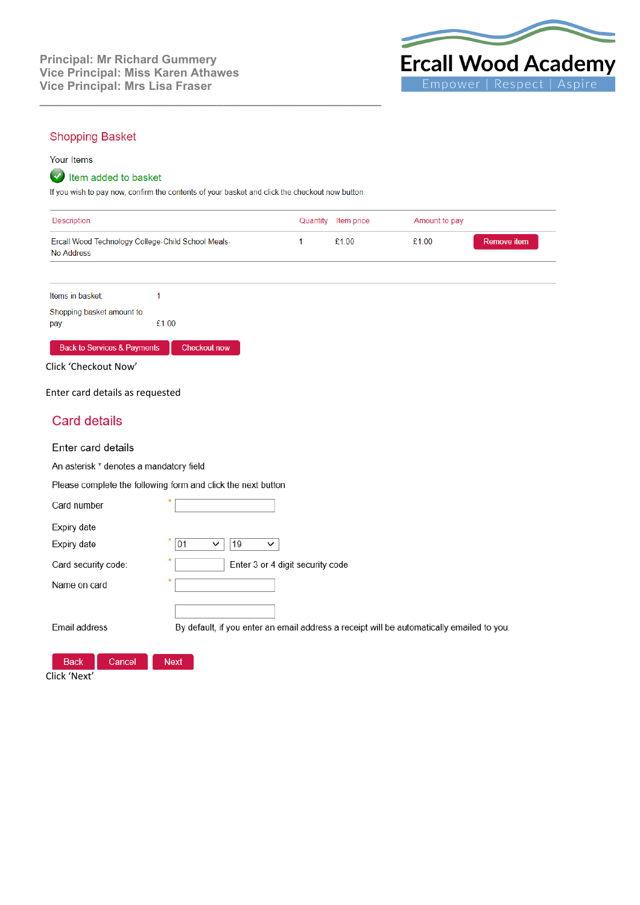Principal: Mr Richard Gummery
Vice Principal: Miss Karen Athawes
Vice Principal: Mrs Lisa Fraser

Ercall Wood Academy
Empower | Respect | Aspire

## Shopping Basket

Your Items

✓ Item added to basket

If you wish to pay now, confirm the contents of your basket and click the checkout now button.

| Description | Quantity | Item price | Amount to pay | |
|---|---|---|---|---|
| Ercall Wood Technology College-Child School Meals-No Address | 1 | £1.00 | £1.00 | Remove item |

Items in basket: 1

Shopping basket amount to pay: £1.00

Back to Services & Payments | Checkout now

Click 'Checkout Now'

Enter card details as requested

## Card details

Enter card details

An asterisk * denotes a mandatory field

Please complete the following form and click the next button

Card number *

Expiry date

Expiry date * 01 19

Card security code: * Enter 3 or 4 digit security code

Name on card *

Email address By default, if you enter an email address a receipt will be automatically emailed to you.

Back | Cancel | Next

Click 'Next'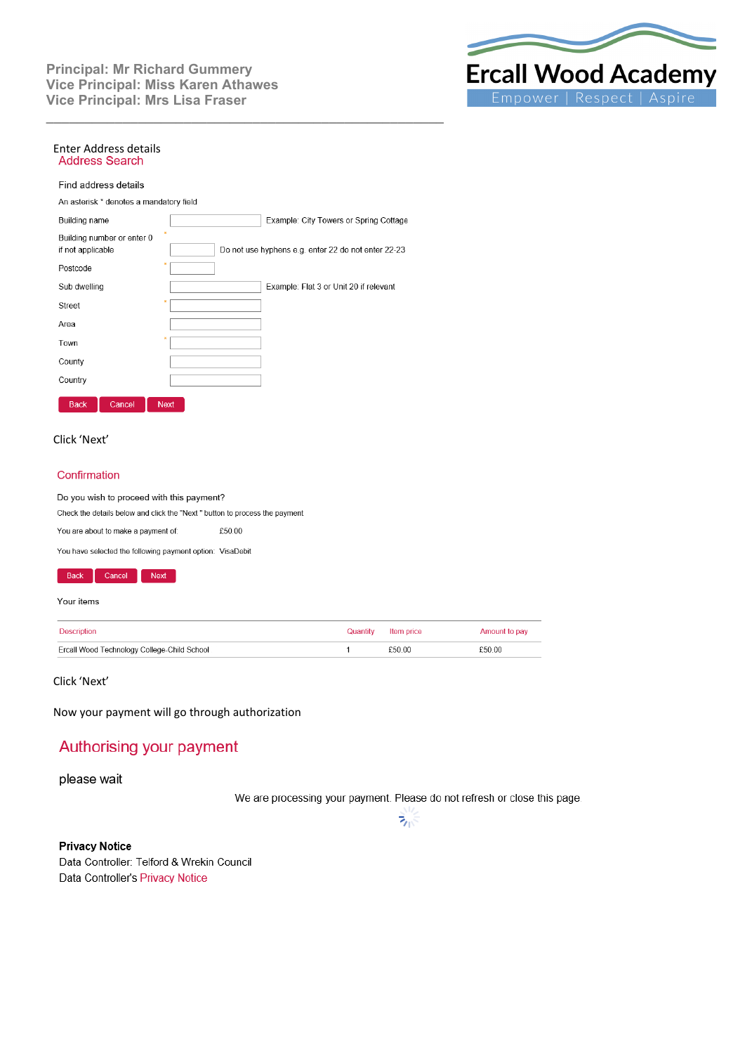Principal: Mr Richard Gummery
Vice Principal: Miss Karen Athawes
Vice Principal: Mrs Lisa Fraser

Ercall Wood Academy
Empower | Respect | Aspire

---

Enter Address details

## Address Search

Find address details

An asterisk * denotes a mandatory field

| Field | | Note |
|---|---|---|
| Building name | | Example: City Towers or Spring Cottage |
| Building number or enter 0 if not applicable | * | Do not use hyphens e.g. enter 22 do not enter 22-23 |
| Postcode | * | |
| Sub dwelling | | Example: Flat 3 or Unit 20 if relevant |
| Street | * | |
| Area | | |
| Town | * | |
| County | | |
| Country | | |

Back | Cancel | Next

Click 'Next'

## Confirmation

Do you wish to proceed with this payment?

Check the details below and click the "Next" button to process the payment

You are about to make a payment of: £50.00

You have selected the following payment option: VisaDebit

Back | Cancel | Next

Your items

| Description | Quantity | Item price | Amount to pay |
|---|---|---|---|
| Ercall Wood Technology College-Child School | 1 | £50.00 | £50.00 |

Click 'Next'

Now your payment will go through authorization

## Authorising your payment

please wait

We are processing your payment. Please do not refresh or close this page.

**Privacy Notice**

Data Controller: Telford & Wrekin Council

Data Controller's Privacy Notice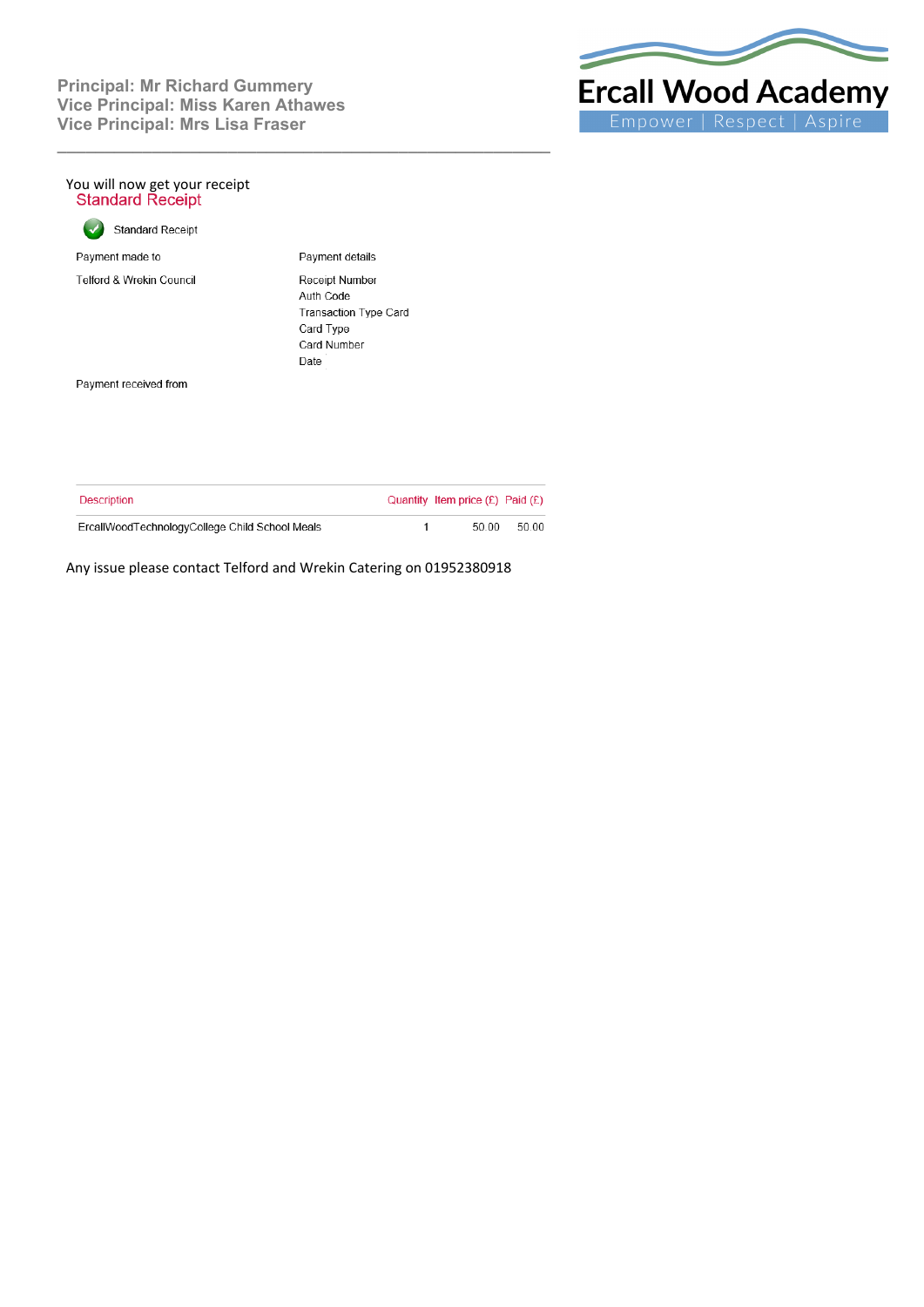Principal: Mr Richard Gummery
Vice Principal: Miss Karen Athawes
Vice Principal: Mrs Lisa Fraser

Ercall Wood Academy
Empower | Respect | Aspire

You will now get your receipt

## Standard Receipt

Standard Receipt

| | |
|---|---|
| Payment made to | Payment details |
| Telford & Wrekin Council | Receipt Number<br>Auth Code<br>Transaction Type Card<br>Card Type<br>Card Number<br>Date |

Payment received from

| Description | Quantity | Item price (£) | Paid (£) |
|---|---|---|---|
| ErcallWoodTechnologyCollege Child School Meals | 1 | 50.00 | 50.00 |

Any issue please contact Telford and Wrekin Catering on 01952380918